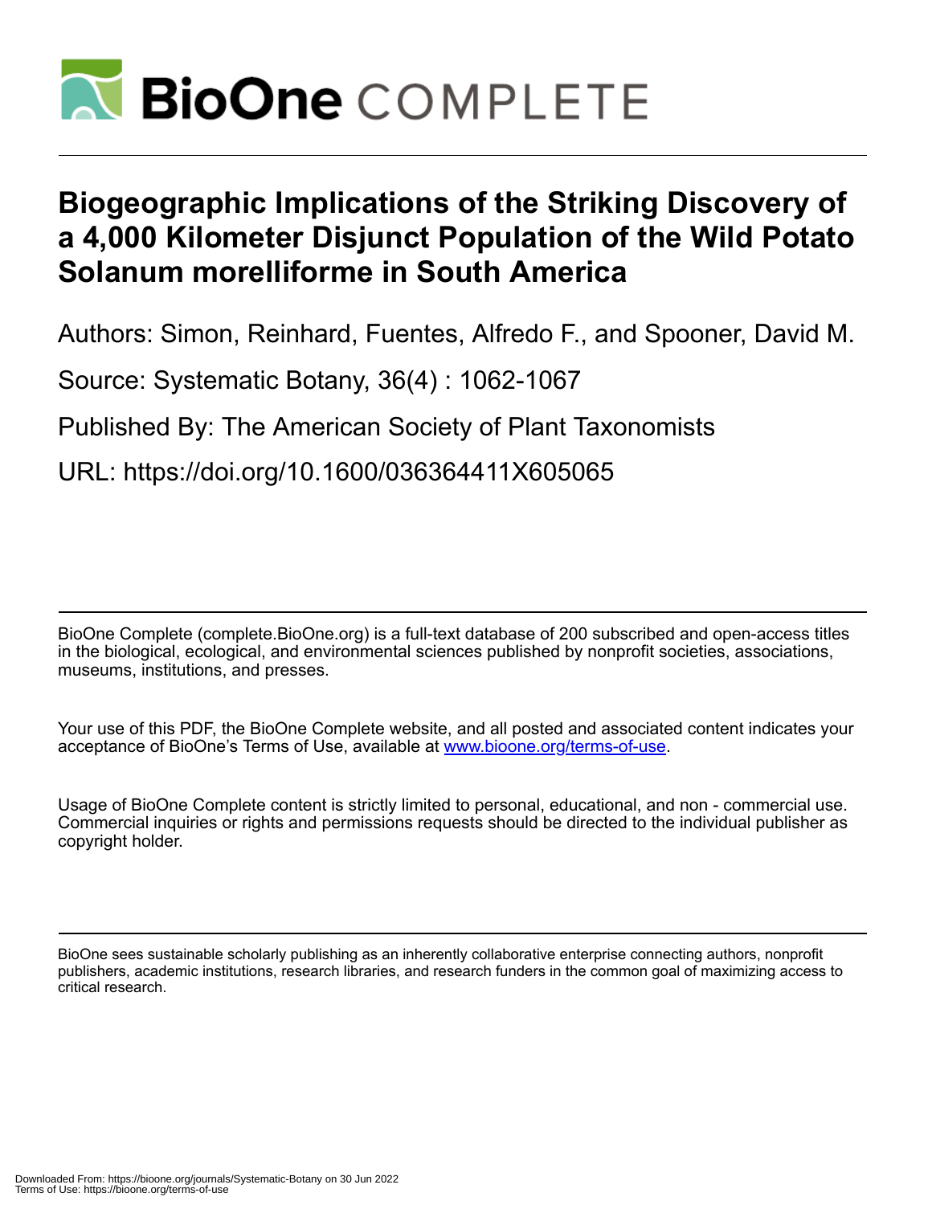# BioOne COMPLETE

# Biogeographic Implications of the Striking Discovery of a 4,000 Kilometer Disjunct Population of the Wild Potato Solanum morelliforme in South America

Authors: Simon, Reinhard, Fuentes, Alfredo F., and Spooner, David M.

Source: Systematic Botany, 36(4) : 1062-1067

Published By: The American Society of Plant Taxonomists

URL: https://doi.org/10.1600/036364411X605065

BioOne Complete (complete.BioOne.org) is a full-text database of 200 subscribed and open-access titles in the biological, ecological, and environmental sciences published by nonprofit societies, associations, museums, institutions, and presses.

Your use of this PDF, the BioOne Complete website, and all posted and associated content indicates your acceptance of BioOne's Terms of Use, available at www.bioone.org/terms-of-use.

Usage of BioOne Complete content is strictly limited to personal, educational, and non - commercial use. Commercial inquiries or rights and permissions requests should be directed to the individual publisher as copyright holder.

BioOne sees sustainable scholarly publishing as an inherently collaborative enterprise connecting authors, nonprofit publishers, academic institutions, research libraries, and research funders in the common goal of maximizing access to critical research.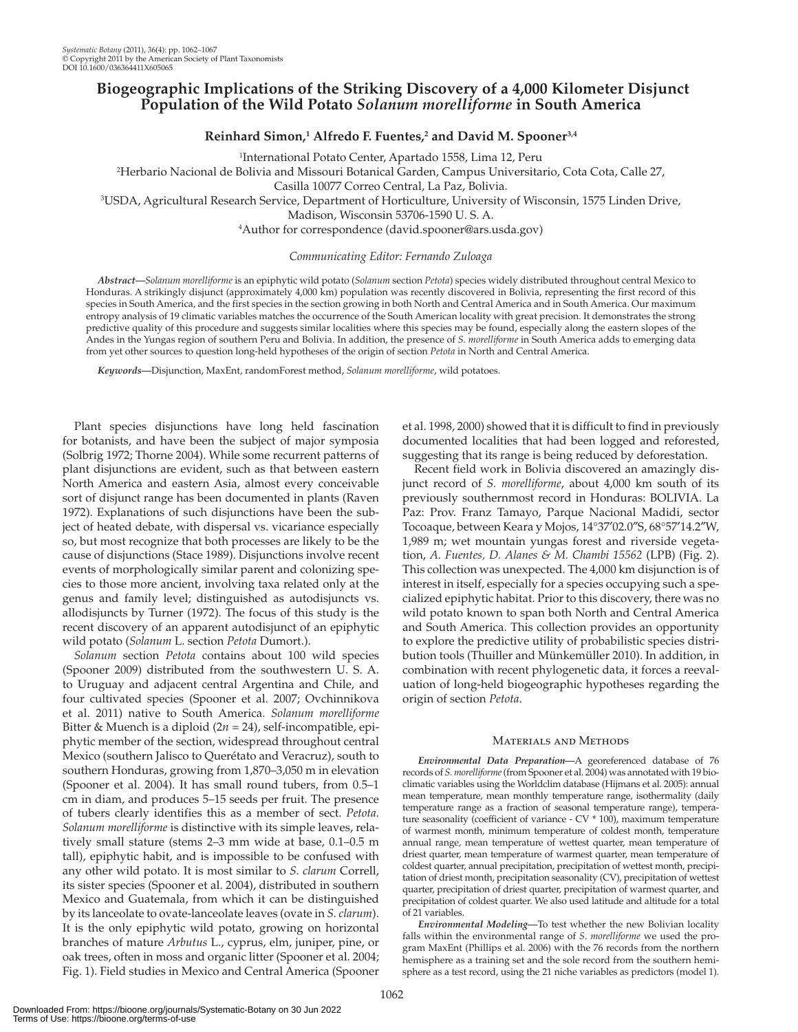# Biogeographic Implications of the Striking Discovery of a 4,000 Kilometer Disjunct Population of the Wild Potato *Solanum morelliforme* in South America

**Reinhard Simon,[1] Alfredo F. Fuentes,[2] and David M. Spooner[3,4]**

[1]International Potato Center, Apartado 1558, Lima 12, Peru

[2]Herbario Nacional de Bolivia and Missouri Botanical Garden, Campus Universitario, Cota Cota, Calle 27, Casilla 10077 Correo Central, La Paz, Bolivia.

[3]USDA, Agricultural Research Service, Department of Horticulture, University of Wisconsin, 1575 Linden Drive, Madison, Wisconsin 53706-1590 U. S. A.

[4]Author for correspondence (david.spooner@ars.usda.gov)

*Communicating Editor: Fernando Zuloaga*

*Abstract*—*Solanum morelliforme* is an epiphytic wild potato (*Solanum* section *Petota*) species widely distributed throughout central Mexico to Honduras. A strikingly disjunct (approximately 4,000 km) population was recently discovered in Bolivia, representing the first record of this species in South America, and the first species in the section growing in both North and Central America and in South America. Our maximum entropy analysis of 19 climatic variables matches the occurrence of the South American locality with great precision. It demonstrates the strong predictive quality of this procedure and suggests similar localities where this species may be found, especially along the eastern slopes of the Andes in the Yungas region of southern Peru and Bolivia. In addition, the presence of *S. morelliforme* in South America adds to emerging data from yet other sources to question long-held hypotheses of the origin of section *Petota* in North and Central America.

*Keywords*—Disjunction, MaxEnt, randomForest method, *Solanum morelliforme*, wild potatoes.

Plant species disjunctions have long held fascination for botanists, and have been the subject of major symposia (Solbrig 1972; Thorne 2004). While some recurrent patterns of plant disjunctions are evident, such as that between eastern North America and eastern Asia, almost every conceivable sort of disjunct range has been documented in plants (Raven 1972). Explanations of such disjunctions have been the subject of heated debate, with dispersal vs. vicariance especially so, but most recognize that both processes are likely to be the cause of disjunctions (Stace 1989). Disjunctions involve recent events of morphologically similar parent and colonizing species to those more ancient, involving taxa related only at the genus and family level; distinguished as autodisjuncts vs. allodisjuncts by Turner (1972). The focus of this study is the recent discovery of an apparent autodisjunct of an epiphytic wild potato (*Solanum* L. section *Petota* Dumort.).

*Solanum* section *Petota* contains about 100 wild species (Spooner 2009) distributed from the southwestern U. S. A. to Uruguay and adjacent central Argentina and Chile, and four cultivated species (Spooner et al. 2007; Ovchinnikova et al. 2011) native to South America. *Solanum morelliforme* Bitter & Muench is a diploid ($2n = 24$), self-incompatible, epiphytic member of the section, widespread throughout central Mexico (southern Jalisco to Querétato and Veracruz), south to southern Honduras, growing from 1,870–3,050 m in elevation (Spooner et al. 2004). It has small round tubers, from 0.5–1 cm in diam, and produces 5–15 seeds per fruit. The presence of tubers clearly identifies this as a member of sect. *Petota*. *Solanum morelliforme* is distinctive with its simple leaves, relatively small stature (stems 2–3 mm wide at base, 0.1–0.5 m tall), epiphytic habit, and is impossible to be confused with any other wild potato. It is most similar to *S. clarum* Correll, its sister species (Spooner et al. 2004), distributed in southern Mexico and Guatemala, from which it can be distinguished by its lanceolate to ovate-lanceolate leaves (ovate in *S. clarum*). It is the only epiphytic wild potato, growing on horizontal branches of mature *Arbutus* L., cyprus, elm, juniper, pine, or oak trees, often in moss and organic litter (Spooner et al. 2004; Fig. 1). Field studies in Mexico and Central America (Spooner et al. 1998, 2000) showed that it is difficult to find in previously documented localities that had been logged and reforested, suggesting that its range is being reduced by deforestation.

Recent field work in Bolivia discovered an amazingly disjunct record of *S. morelliforme*, about 4,000 km south of its previously southernmost record in Honduras: BOLIVIA. La Paz: Prov. Franz Tamayo, Parque Nacional Madidi, sector Tocoaque, between Keara y Mojos, 14°37′02.0″S, 68°57′14.2″W, 1,989 m; wet mountain yungas forest and riverside vegetation, *A. Fuentes, D. Alanes & M. Chambi 15562* (LPB) (Fig. 2). This collection was unexpected. The 4,000 km disjunction is of interest in itself, especially for a species occupying such a specialized epiphytic habitat. Prior to this discovery, there was no wild potato known to span both North and Central America and South America. This collection provides an opportunity to explore the predictive utility of probabilistic species distribution tools (Thuiller and Münkemüller 2010). In addition, in combination with recent phylogenetic data, it forces a reevaluation of long-held biogeographic hypotheses regarding the origin of section *Petota*.

## Materials and Methods

*Environmental Data Preparation*—A georeferenced database of 76 records of *S. morelliforme* (from Spooner et al. 2004) was annotated with 19 bioclimatic variables using the Worldclim database (Hijmans et al. 2005): annual mean temperature, mean monthly temperature range, isothermality (daily temperature range as a fraction of seasonal temperature range), temperature seasonality (coefficient of variance - CV * 100), maximum temperature of warmest month, minimum temperature of coldest month, temperature annual range, mean temperature of wettest quarter, mean temperature of driest quarter, mean temperature of warmest quarter, mean temperature of coldest quarter, annual precipitation, precipitation of wettest month, precipitation of driest month, precipitation seasonality (CV), precipitation of wettest quarter, precipitation of driest quarter, precipitation of warmest quarter, and precipitation of coldest quarter. We also used latitude and altitude for a total of 21 variables.

*Environmental Modeling*—To test whether the new Bolivian locality falls within the environmental range of *S. morelliforme* we used the program MaxEnt (Phillips et al. 2006) with the 76 records from the northern hemisphere as a training set and the sole record from the southern hemisphere as a test record, using the 21 niche variables as predictors (model 1).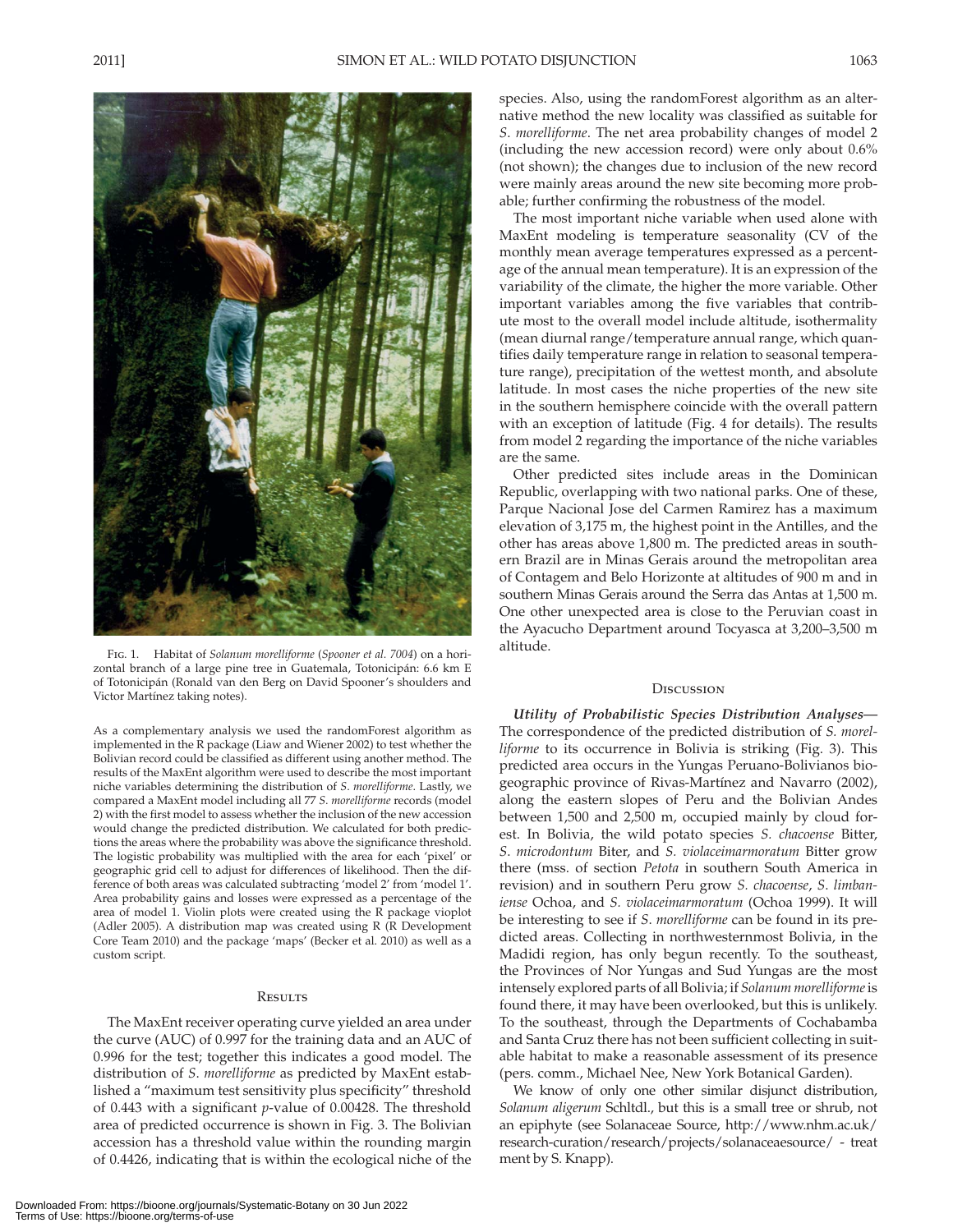Fig. 1. Habitat of *Solanum morelliforme* (*Spooner et al. 7004*) on a horizontal branch of a large pine tree in Guatemala, Totonicipán: 6.6 km E of Totonicipán (Ronald van den Berg on David Spooner's shoulders and Victor Martínez taking notes).

As a complementary analysis we used the randomForest algorithm as implemented in the R package (Liaw and Wiener 2002) to test whether the Bolivian record could be classified as different using another method. The results of the MaxEnt algorithm were used to describe the most important niche variables determining the distribution of *S. morelliforme*. Lastly, we compared a MaxEnt model including all 77 *S. morelliforme* records (model 2) with the first model to assess whether the inclusion of the new accession would change the predicted distribution. We calculated for both predictions the areas where the probability was above the significance threshold. The logistic probability was multiplied with the area for each 'pixel' or geographic grid cell to adjust for differences of likelihood. Then the difference of both areas was calculated subtracting 'model 2' from 'model 1'. Area probability gains and losses were expressed as a percentage of the area of model 1. Violin plots were created using the R package vioplot (Adler 2005). A distribution map was created using R (R Development Core Team 2010) and the package 'maps' (Becker et al. 2010) as well as a custom script.

## Results

The MaxEnt receiver operating curve yielded an area under the curve (AUC) of 0.997 for the training data and an AUC of 0.996 for the test; together this indicates a good model. The distribution of *S. morelliforme* as predicted by MaxEnt established a "maximum test sensitivity plus specificity" threshold of 0.443 with a significant *p*-value of 0.00428. The threshold area of predicted occurrence is shown in Fig. 3. The Bolivian accession has a threshold value within the rounding margin of 0.4426, indicating that is within the ecological niche of the species. Also, using the randomForest algorithm as an alternative method the new locality was classified as suitable for *S. morelliforme*. The net area probability changes of model 2 (including the new accession record) were only about 0.6% (not shown); the changes due to inclusion of the new record were mainly areas around the new site becoming more probable; further confirming the robustness of the model.

The most important niche variable when used alone with MaxEnt modeling is temperature seasonality (CV of the monthly mean average temperatures expressed as a percentage of the annual mean temperature). It is an expression of the variability of the climate, the higher the more variable. Other important variables among the five variables that contribute most to the overall model include altitude, isothermality (mean diurnal range/temperature annual range, which quantifies daily temperature range in relation to seasonal temperature range), precipitation of the wettest month, and absolute latitude. In most cases the niche properties of the new site in the southern hemisphere coincide with the overall pattern with an exception of latitude (Fig. 4 for details). The results from model 2 regarding the importance of the niche variables are the same.

Other predicted sites include areas in the Dominican Republic, overlapping with two national parks. One of these, Parque Nacional Jose del Carmen Ramirez has a maximum elevation of 3,175 m, the highest point in the Antilles, and the other has areas above 1,800 m. The predicted areas in southern Brazil are in Minas Gerais around the metropolitan area of Contagem and Belo Horizonte at altitudes of 900 m and in southern Minas Gerais around the Serra das Antas at 1,500 m. One other unexpected area is close to the Peruvian coast in the Ayacucho Department around Tocyasca at 3,200–3,500 m altitude.

## Discussion

***Utility of Probabilistic Species Distribution Analyses***—The correspondence of the predicted distribution of *S. morelliforme* to its occurrence in Bolivia is striking (Fig. 3). This predicted area occurs in the Yungas Peruano-Bolivianos biogeographic province of Rivas-Martínez and Navarro (2002), along the eastern slopes of Peru and the Bolivian Andes between 1,500 and 2,500 m, occupied mainly by cloud forest. In Bolivia, the wild potato species *S. chacoense* Bitter, *S. microdontum* Bitter, and *S. violaceimarmoratum* Bitter grow there (mss. of section *Petota* in southern South America in revision) and in southern Peru grow *S. chacoense*, *S. limbaniense* Ochoa, and *S. violaceimarmoratum* (Ochoa 1999). It will be interesting to see if *S. morelliforme* can be found in its predicted areas. Collecting in northwesternmost Bolivia, in the Madidi region, has only begun recently. To the southeast, the Provinces of Nor Yungas and Sud Yungas are the most intensely explored parts of all Bolivia; if *Solanum morelliforme* is found there, it may have been overlooked, but this is unlikely. To the southeast, through the Departments of Cochabamba and Santa Cruz there has not been sufficient collecting in suitable habitat to make a reasonable assessment of its presence (pers. comm., Michael Nee, New York Botanical Garden).

We know of only one other similar disjunct distribution, *Solanum aligerum* Schltdl., but this is a small tree or shrub, not an epiphyte (see Solanaceae Source, http://www.nhm.ac.uk/research-curation/research/projects/solanaceaesource/ - treatment by S. Knapp).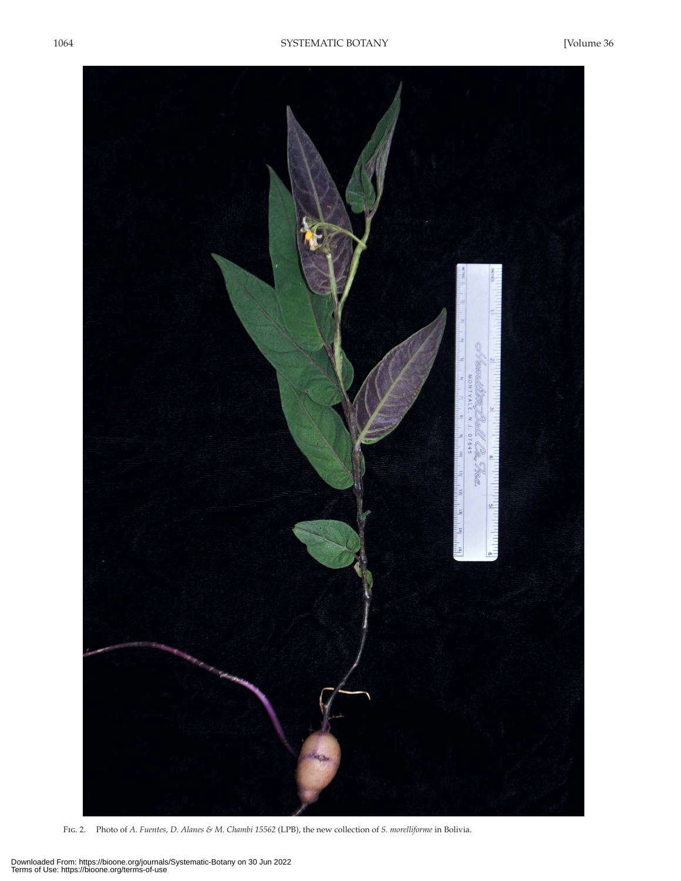Fig. 2. Photo of *A. Fuentes, D. Alanes & M. Chambi 15562* (LPB), the new collection of *S. morelliforme* in Bolivia.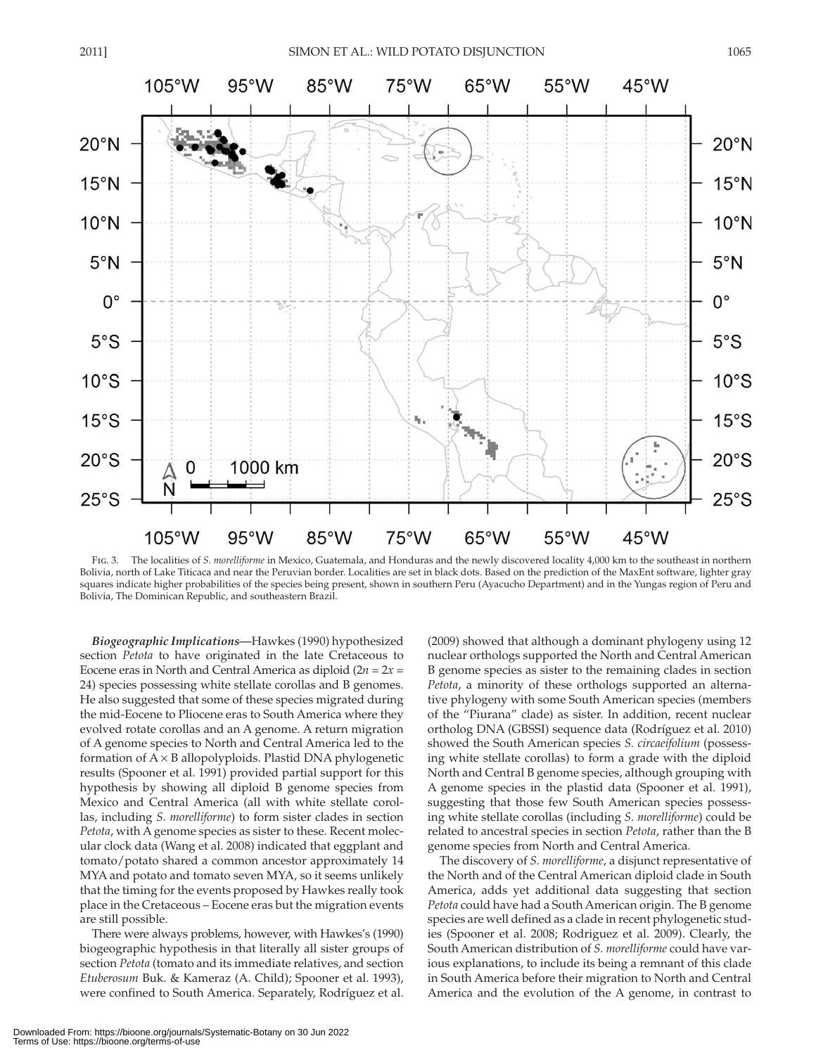Fig. 3. The localities of *S. morelliforme* in Mexico, Guatemala, and Honduras and the newly discovered locality 4,000 km to the southeast in northern Bolivia, north of Lake Titicaca and near the Peruvian border. Localities are set in black dots. Based on the prediction of the MaxEnt software, lighter gray squares indicate higher probabilities of the species being present, shown in southern Peru (Ayacucho Department) and in the Yungas region of Peru and Bolivia, The Dominican Republic, and southeastern Brazil.

***Biogeographic Implications***—Hawkes (1990) hypothesized section *Petota* to have originated in the late Cretaceous to Eocene eras in North and Central America as diploid ($2n = 2x = 24$) species possessing white stellate corollas and B genomes. He also suggested that some of these species migrated during the mid-Eocene to Pliocene eras to South America where they evolved rotate corollas and an A genome. A return migration of A genome species to North and Central America led to the formation of A × B allopolyploids. Plastid DNA phylogenetic results (Spooner et al. 1991) provided partial support for this hypothesis by showing all diploid B genome species from Mexico and Central America (all with white stellate corollas, including *S. morelliforme*) to form sister clades in section *Petota*, with A genome species as sister to these. Recent molecular clock data (Wang et al. 2008) indicated that eggplant and tomato/potato shared a common ancestor approximately 14 MYA and potato and tomato seven MYA, so it seems unlikely that the timing for the events proposed by Hawkes really took place in the Cretaceous – Eocene eras but the migration events are still possible.

There were always problems, however, with Hawkes's (1990) biogeographic hypothesis in that literally all sister groups of section *Petota* (tomato and its immediate relatives, and section *Etuberosum* Buk. & Kameraz (A. Child); Spooner et al. 1993), were confined to South America. Separately, Rodríguez et al. (2009) showed that although a dominant phylogeny using 12 nuclear orthologs supported the North and Central American B genome species as sister to the remaining clades in section *Petota*, a minority of these orthologs supported an alternative phylogeny with some South American species (members of the "Piurana" clade) as sister. In addition, recent nuclear ortholog DNA (GBSSI) sequence data (Rodríguez et al. 2010) showed the South American species *S. circaeifolium* (possessing white stellate corollas) to form a grade with the diploid North and Central B genome species, although grouping with A genome species in the plastid data (Spooner et al. 1991), suggesting that those few South American species possessing white stellate corollas (including *S. morelliforme*) could be related to ancestral species in section *Petota*, rather than the B genome species from North and Central America.

The discovery of *S. morelliforme*, a disjunct representative of the North and of the Central American diploid clade in South America, adds yet additional data suggesting that section *Petota* could have had a South American origin. The B genome species are well defined as a clade in recent phylogenetic studies (Spooner et al. 2008; Rodriguez et al. 2009). Clearly, the South American distribution of *S. morelliforme* could have various explanations, to include its being a remnant of this clade in South America before their migration to North and Central America and the evolution of the A genome, in contrast to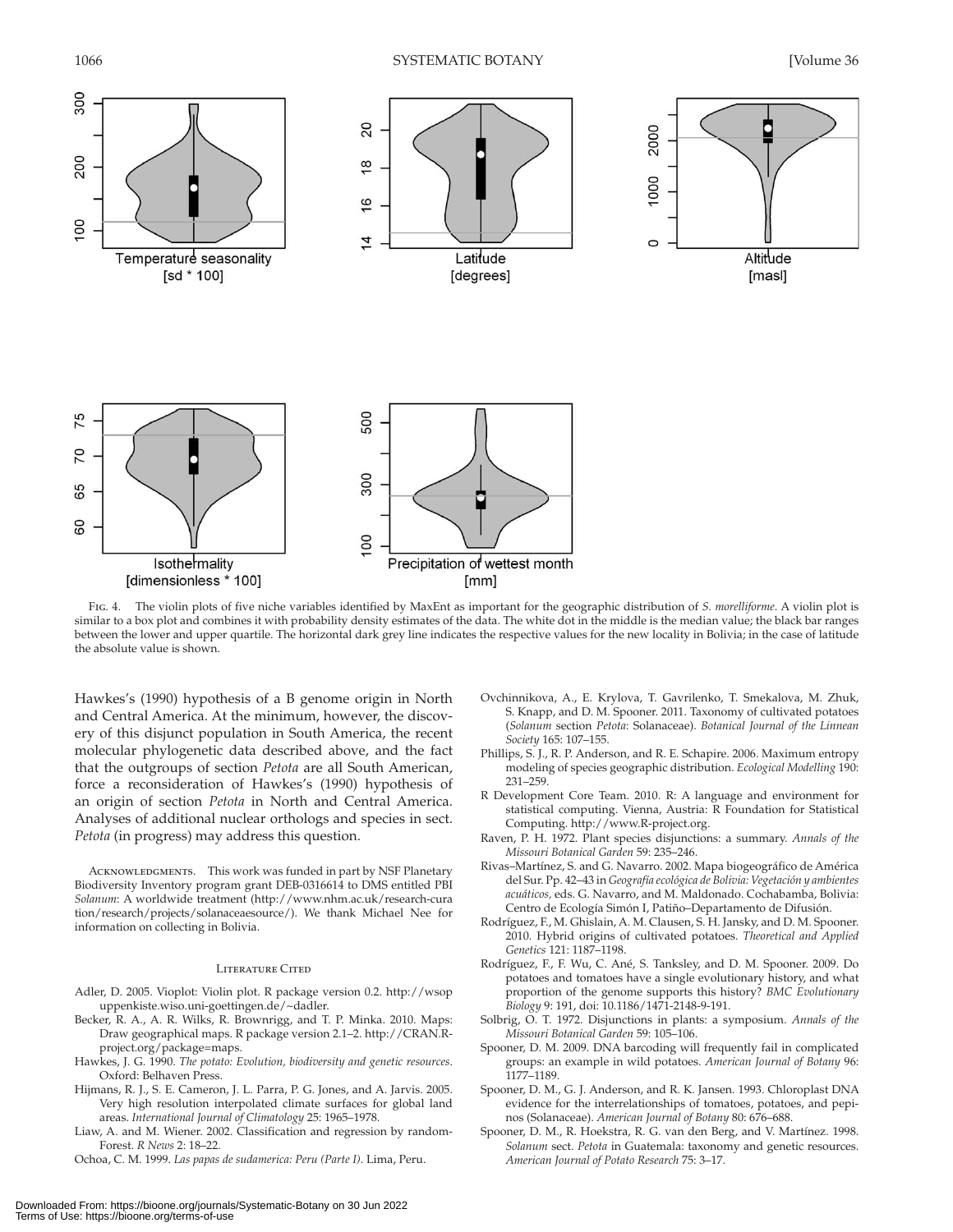Fig. 4. The violin plots of five niche variables identified by MaxEnt as important for the geographic distribution of *S. morelliforme*. A violin plot is similar to a box plot and combines it with probability density estimates of the data. The white dot in the middle is the median value; the black bar ranges between the lower and upper quartile. The horizontal dark grey line indicates the respective values for the new locality in Bolivia; in the case of latitude the absolute value is shown.

Hawkes's (1990) hypothesis of a B genome origin in North and Central America. At the minimum, however, the discovery of this disjunct population in South America, the recent molecular phylogenetic data described above, and the fact that the outgroups of section *Petota* are all South American, force a reconsideration of Hawkes's (1990) hypothesis of an origin of section *Petota* in North and Central America. Analyses of additional nuclear orthologs and species in sect. *Petota* (in progress) may address this question.

Acknowledgments. This work was funded in part by NSF Planetary Biodiversity Inventory program grant DEB-0316614 to DMS entitled PBI *Solanum*: A worldwide treatment (http://www.nhm.ac.uk/research-curation/research/projects/solanaceaesource/). We thank Michael Nee for information on collecting in Bolivia.

## Literature Cited

Adler, D. 2005. Vioplot: Violin plot. R package version 0.2. http://wsopuppenkiste.wiso.uni-goettingen.de/~dadler.

Becker, R. A., A. R. Wilks, R. Brownrigg, and T. P. Minka. 2010. Maps: Draw geographical maps. R package version 2.1–2. http://CRAN.R-project.org/package=maps.

Hawkes, J. G. 1990. *The potato: Evolution, biodiversity and genetic resources*. Oxford: Belhaven Press.

Hijmans, R. J., S. E. Cameron, J. L. Parra, P. G. Jones, and A. Jarvis. 2005. Very high resolution interpolated climate surfaces for global land areas. *International Journal of Climatology* 25: 1965–1978.

Liaw, A. and M. Wiener. 2002. Classification and regression by randomForest. *R News* 2: 18–22.

Ochoa, C. M. 1999. *Las papas de sudamerica: Peru (Parte I)*. Lima, Peru.

Ovchinnikova, A., E. Krylova, T. Gavrilenko, T. Smekalova, M. Zhuk, S. Knapp, and D. M. Spooner. 2011. Taxonomy of cultivated potatoes (*Solanum* section *Petota*: Solanaceae). *Botanical Journal of the Linnean Society* 165: 107–155.

Phillips, S. J., R. P. Anderson, and R. E. Schapire. 2006. Maximum entropy modeling of species geographic distribution. *Ecological Modelling* 190: 231–259.

R Development Core Team. 2010. R: A language and environment for statistical computing. Vienna, Austria: R Foundation for Statistical Computing. http://www.R-project.org.

Raven, P. H. 1972. Plant species disjunctions: a summary. *Annals of the Missouri Botanical Garden* 59: 235–246.

Rivas–Martínez, S. and G. Navarro. 2002. Mapa biogeográfico de América del Sur. Pp. 42–43 in *Geografía ecológica de Bolivia: Vegetación y ambientes acuáticos*, eds. G. Navarro, and M. Maldonado. Cochabamba, Bolivia: Centro de Ecología Simón I, Patiño–Departamento de Difusión.

Rodríguez, F., M. Ghislain, A. M. Clausen, S. H. Jansky, and D. M. Spooner. 2010. Hybrid origins of cultivated potatoes. *Theoretical and Applied Genetics* 121: 1187–1198.

Rodríguez, F., F. Wu, C. Ané, S. Tanksley, and D. M. Spooner. 2009. Do potatoes and tomatoes have a single evolutionary history, and what proportion of the genome supports this history? *BMC Evolutionary Biology* 9: 191, doi: 10.1186/1471-2148-9-191.

Solbrig, O. T. 1972. Disjunctions in plants: a symposium. *Annals of the Missouri Botanical Garden* 59: 105–106.

Spooner, D. M. 2009. DNA barcoding will frequently fail in complicated groups: an example in wild potatoes. *American Journal of Botany* 96: 1177–1189.

Spooner, D. M., G. J. Anderson, and R. K. Jansen. 1993. Chloroplast DNA evidence for the interrelationships of tomatoes, potatoes, and pepinos (Solanaceae). *American Journal of Botany* 80: 676–688.

Spooner, D. M., R. Hoekstra, R. G. van den Berg, and V. Martínez. 1998. *Solanum* sect. *Petota* in Guatemala: taxonomy and genetic resources. *American Journal of Potato Research* 75: 3–17.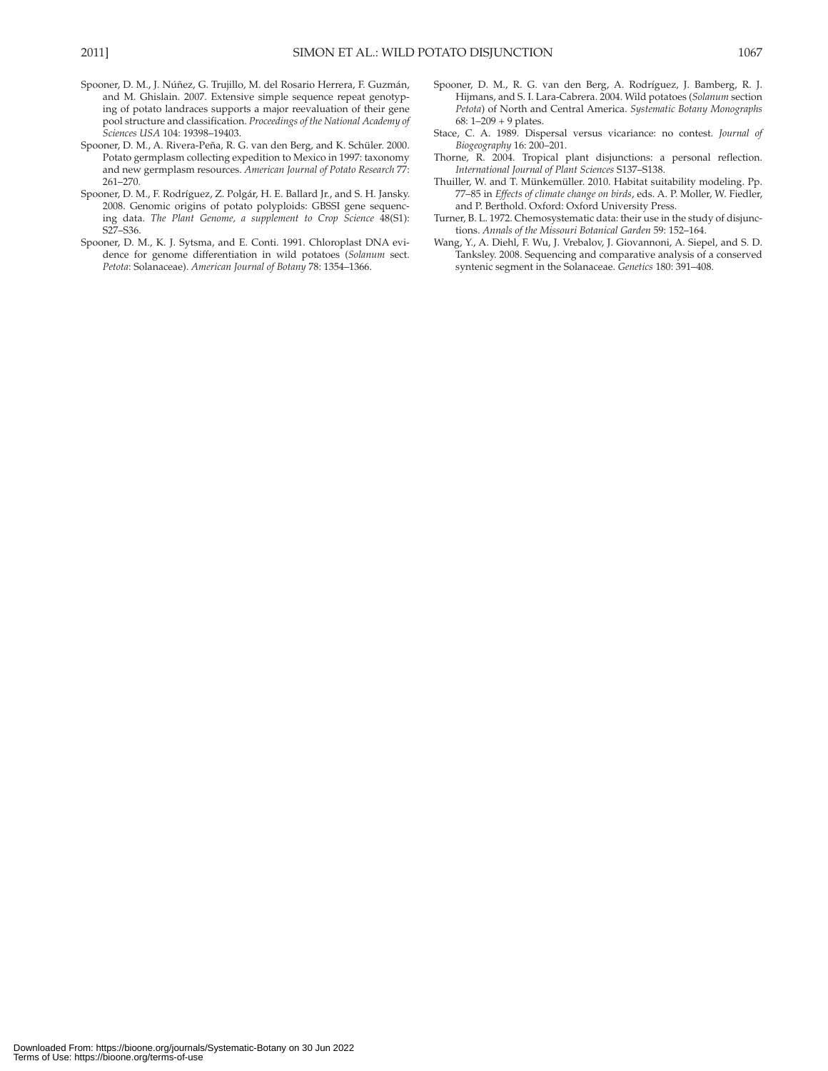Spooner, D. M., J. Núñez, G. Trujillo, M. del Rosario Herrera, F. Guzmán, and M. Ghislain. 2007. Extensive simple sequence repeat genotyping of potato landraces supports a major reevaluation of their gene pool structure and classification. *Proceedings of the National Academy of Sciences USA* 104: 19398–19403.

Spooner, D. M., A. Rivera-Peña, R. G. van den Berg, and K. Schüler. 2000. Potato germplasm collecting expedition to Mexico in 1997: taxonomy and new germplasm resources. *American Journal of Potato Research* 77: 261–270.

Spooner, D. M., F. Rodríguez, Z. Polgár, H. E. Ballard Jr., and S. H. Jansky. 2008. Genomic origins of potato polyploids: GBSSI gene sequencing data. *The Plant Genome, a supplement to Crop Science* 48(S1): S27–S36.

Spooner, D. M., K. J. Sytsma, and E. Conti. 1991. Chloroplast DNA evidence for genome differentiation in wild potatoes (*Solanum* sect. *Petota*: Solanaceae). *American Journal of Botany* 78: 1354–1366.

Spooner, D. M., R. G. van den Berg, A. Rodríguez, J. Bamberg, R. J. Hijmans, and S. I. Lara-Cabrera. 2004. Wild potatoes (*Solanum* section *Petota*) of North and Central America. *Systematic Botany Monographs* 68: 1–209 + 9 plates.

Stace, C. A. 1989. Dispersal versus vicariance: no contest. *Journal of Biogeography* 16: 200–201.

Thorne, R. 2004. Tropical plant disjunctions: a personal reflection. *International Journal of Plant Sciences* S137–S138.

Thuiller, W. and T. Münkemüller. 2010. Habitat suitability modeling. Pp. 77–85 in *Effects of climate change on birds*, eds. A. P. Moller, W. Fiedler, and P. Berthold. Oxford: Oxford University Press.

Turner, B. L. 1972. Chemosystematic data: their use in the study of disjunctions. *Annals of the Missouri Botanical Garden* 59: 152–164.

Wang, Y., A. Diehl, F. Wu, J. Vrebalov, J. Giovannoni, A. Siepel, and S. D. Tanksley. 2008. Sequencing and comparative analysis of a conserved syntenic segment in the Solanaceae. *Genetics* 180: 391–408.